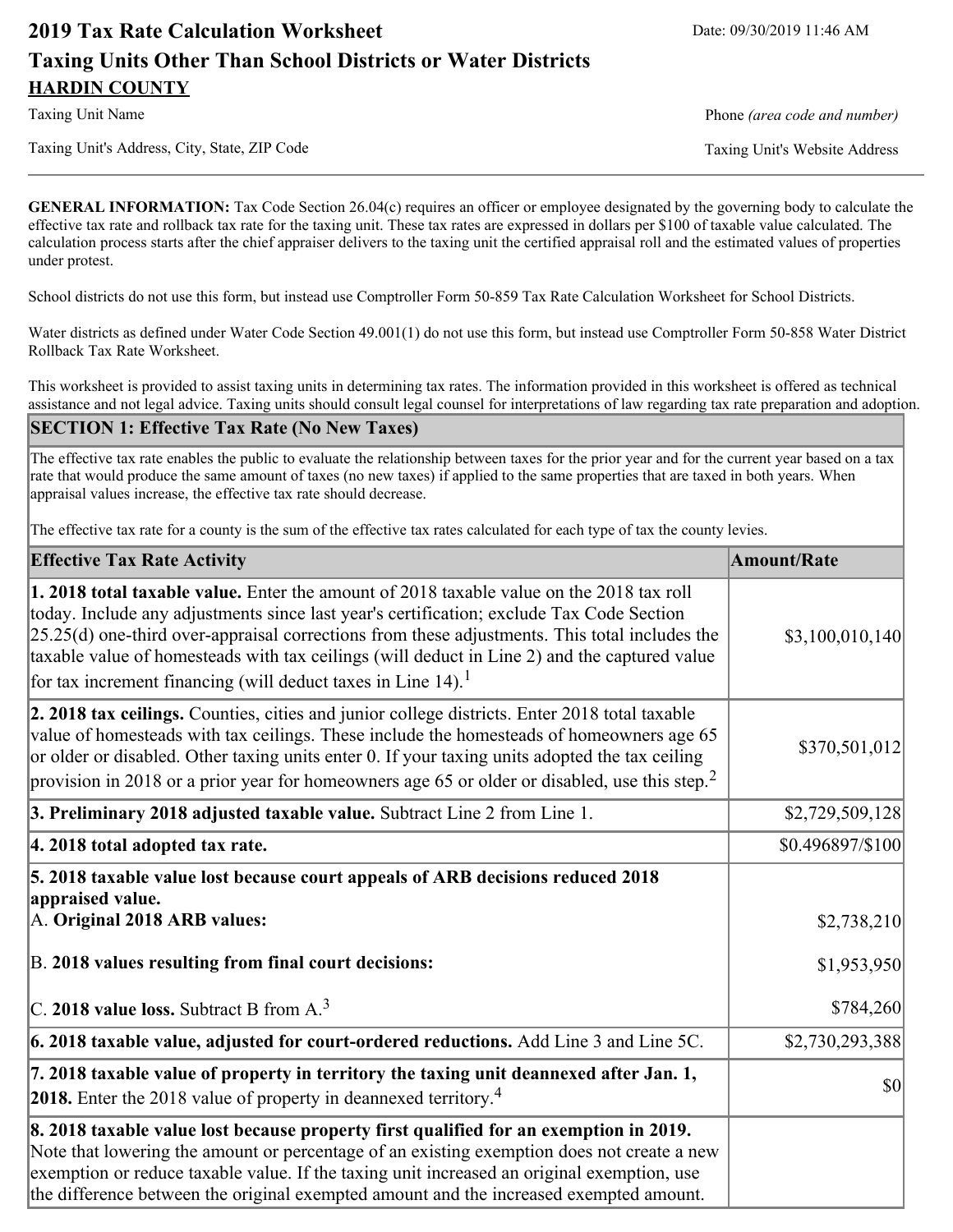# 2019 Tax Rate Calculation Worksheet

Date: 09/30/2019 11:46 AM

## Taxing Units Other Than School Districts or Water Districts

**HARDIN COUNTY**

Taxing Unit Name | Phone *(area code and number)*

Taxing Unit's Address, City, State, ZIP Code | Taxing Unit's Website Address

---

**GENERAL INFORMATION:** Tax Code Section 26.04(c) requires an officer or employee designated by the governing body to calculate the effective tax rate and rollback tax rate for the taxing unit. These tax rates are expressed in dollars per $100 of taxable value calculated. The calculation process starts after the chief appraiser delivers to the taxing unit the certified appraisal roll and the estimated values of properties under protest.

School districts do not use this form, but instead use Comptroller Form 50-859 Tax Rate Calculation Worksheet for School Districts.

Water districts as defined under Water Code Section 49.001(1) do not use this form, but instead use Comptroller Form 50-858 Water District Rollback Tax Rate Worksheet.

This worksheet is provided to assist taxing units in determining tax rates. The information provided in this worksheet is offered as technical assistance and not legal advice. Taxing units should consult legal counsel for interpretations of law regarding tax rate preparation and adoption.

## SECTION 1: Effective Tax Rate (No New Taxes)

The effective tax rate enables the public to evaluate the relationship between taxes for the prior year and for the current year based on a tax rate that would produce the same amount of taxes (no new taxes) if applied to the same properties that are taxed in both years. When appraisal values increase, the effective tax rate should decrease.

The effective tax rate for a county is the sum of the effective tax rates calculated for each type of tax the county levies.

| Effective Tax Rate Activity | Amount/Rate |
|---|---|
| **1. 2018 total taxable value.** Enter the amount of 2018 taxable value on the 2018 tax roll today. Include any adjustments since last year's certification; exclude Tax Code Section 25.25(d) one-third over-appraisal corrections from these adjustments. This total includes the taxable value of homesteads with tax ceilings (will deduct in Line 2) and the captured value for tax increment financing (will deduct taxes in Line 14).[1] | $3,100,010,140 |
| **2. 2018 tax ceilings.** Counties, cities and junior college districts. Enter 2018 total taxable value of homesteads with tax ceilings. These include the homesteads of homeowners age 65 or older or disabled. Other taxing units enter 0. If your taxing units adopted the tax ceiling provision in 2018 or a prior year for homeowners age 65 or older or disabled, use this step.[2] | $370,501,012 |
| **3. Preliminary 2018 adjusted taxable value.** Subtract Line 2 from Line 1. | $2,729,509,128 |
| **4. 2018 total adopted tax rate.** | $0.496897/$100 |
| **5. 2018 taxable value lost because court appeals of ARB decisions reduced 2018 appraised value.** | |
| A. **Original 2018 ARB values:** | $2,738,210 |
| B. **2018 values resulting from final court decisions:** | $1,953,950 |
| C. **2018 value loss.** Subtract B from A.[3] | $784,260 |
| **6. 2018 taxable value, adjusted for court-ordered reductions.** Add Line 3 and Line 5C. | $2,730,293,388 |
| **7. 2018 taxable value of property in territory the taxing unit deannexed after Jan. 1, 2018.** Enter the 2018 value of property in deannexed territory.[4] | $0 |
| **8. 2018 taxable value lost because property first qualified for an exemption in 2019.** Note that lowering the amount or percentage of an existing exemption does not create a new exemption or reduce taxable value. If the taxing unit increased an original exemption, use the difference between the original exempted amount and the increased exempted amount. | |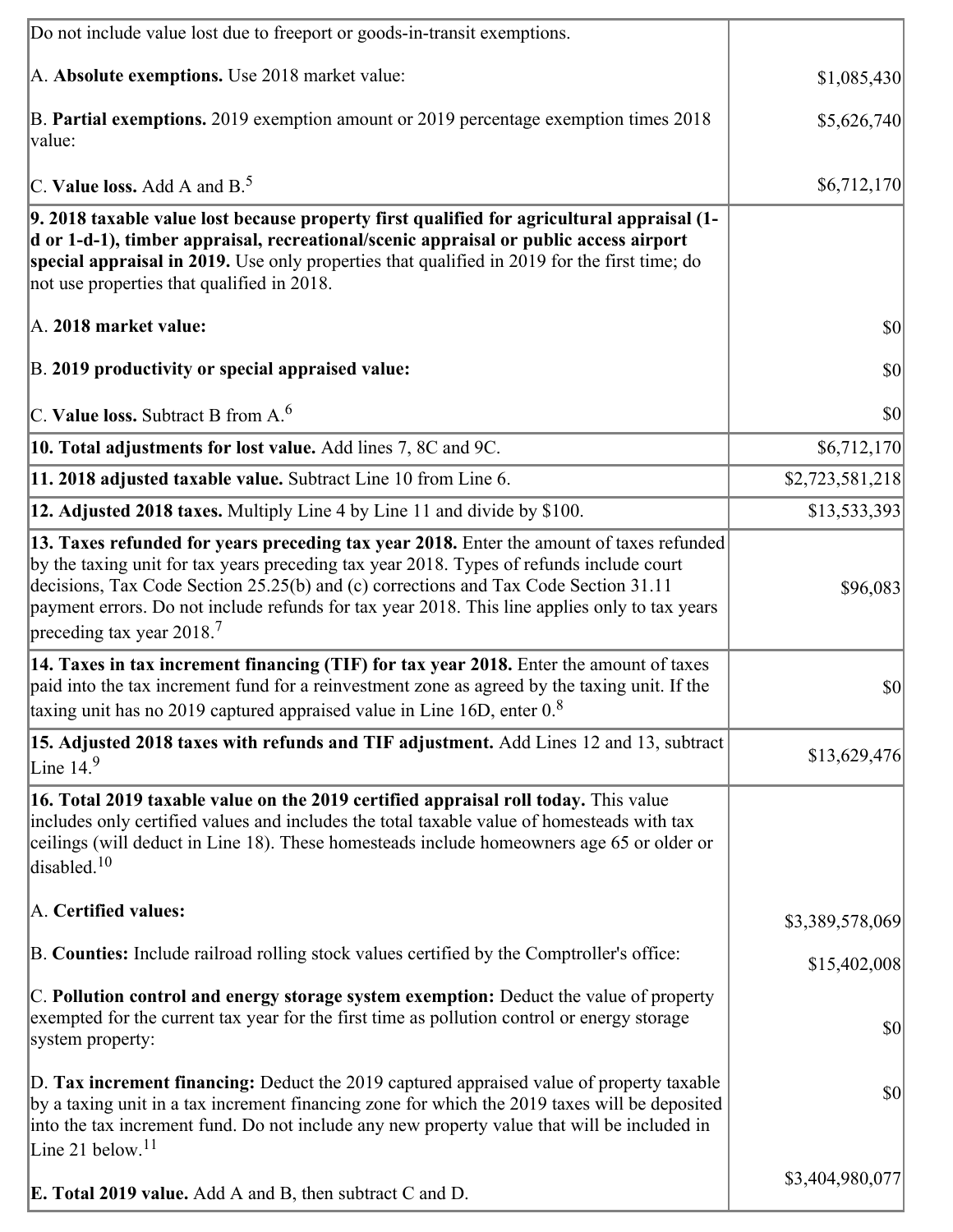| | |
|---|---|
| Do not include value lost due to freeport or goods-in-transit exemptions.<br><br>A. **Absolute exemptions.** Use 2018 market value:<br><br>B. **Partial exemptions.** 2019 exemption amount or 2019 percentage exemption times 2018 value:<br><br>C. **Value loss.** Add A and B.[5] | <br><br>$1,085,430<br><br>$5,626,740<br><br>$6,712,170 |
| **9. 2018 taxable value lost because property first qualified for agricultural appraisal (1-d or 1-d-1), timber appraisal, recreational/scenic appraisal or public access airport special appraisal in 2019.** Use only properties that qualified in 2019 for the first time; do not use properties that qualified in 2018.<br><br>A. **2018 market value:**<br><br>B. **2019 productivity or special appraised value:**<br><br>C. **Value loss.** Subtract B from A.[6] | <br><br><br><br>$0<br><br>$0<br><br>$0 |
| **10. Total adjustments for lost value.** Add lines 7, 8C and 9C. | $6,712,170 |
| **11. 2018 adjusted taxable value.** Subtract Line 10 from Line 6. | $2,723,581,218 |
| **12. Adjusted 2018 taxes.** Multiply Line 4 by Line 11 and divide by $100. | $13,533,393 |
| **13. Taxes refunded for years preceding tax year 2018.** Enter the amount of taxes refunded by the taxing unit for tax years preceding tax year 2018. Types of refunds include court decisions, Tax Code Section 25.25(b) and (c) corrections and Tax Code Section 31.11 payment errors. Do not include refunds for tax year 2018. This line applies only to tax years preceding tax year 2018.[7] | $96,083 |
| **14. Taxes in tax increment financing (TIF) for tax year 2018.** Enter the amount of taxes paid into the tax increment fund for a reinvestment zone as agreed by the taxing unit. If the taxing unit has no 2019 captured appraised value in Line 16D, enter 0.[8] | $0 |
| **15. Adjusted 2018 taxes with refunds and TIF adjustment.** Add Lines 12 and 13, subtract Line 14.[9] | $13,629,476 |
| **16. Total 2019 taxable value on the 2019 certified appraisal roll today.** This value includes only certified values and includes the total taxable value of homesteads with tax ceilings (will deduct in Line 18). These homesteads include homeowners age 65 or older or disabled.[10]<br><br>A. **Certified values:**<br><br>B. **Counties:** Include railroad rolling stock values certified by the Comptroller's office:<br><br>C. **Pollution control and energy storage system exemption:** Deduct the value of property exempted for the current tax year for the first time as pollution control or energy storage system property:<br><br>D. **Tax increment financing:** Deduct the 2019 captured appraised value of property taxable by a taxing unit in a tax increment financing zone for which the 2019 taxes will be deposited into the tax increment fund. Do not include any new property value that will be included in Line 21 below.[11]<br><br>E. **Total 2019 value.** Add A and B, then subtract C and D. | <br><br><br><br>$3,389,578,069<br><br>$15,402,008<br><br>$0<br><br>$0<br><br>$3,404,980,077 |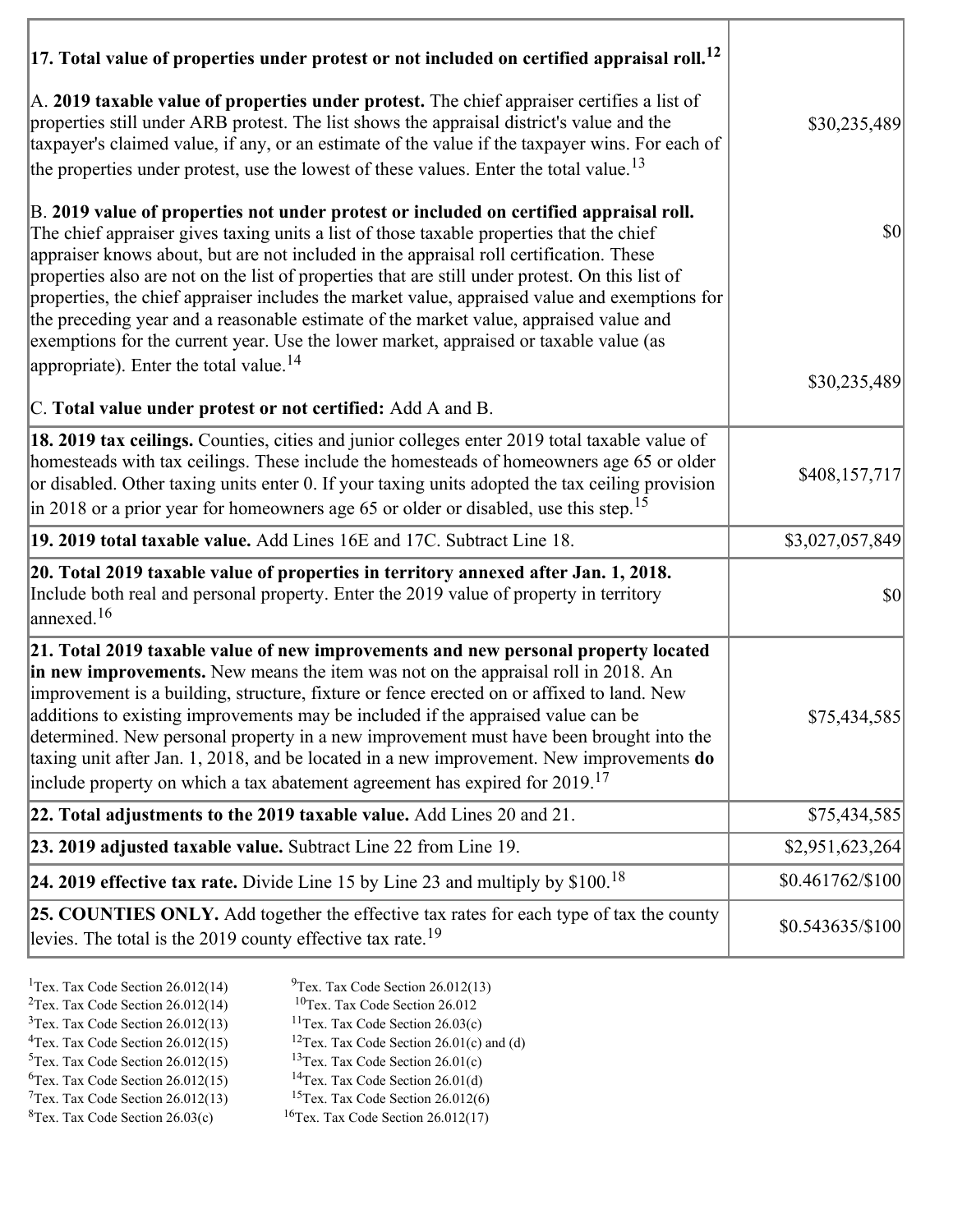| | |
|---|---|
| **17. Total value of properties under protest or not included on certified appraisal roll.**[12] | |
| A. **2019 taxable value of properties under protest.** The chief appraiser certifies a list of properties still under ARB protest. The list shows the appraisal district's value and the taxpayer's claimed value, if any, or an estimate of the value if the taxpayer wins. For each of the properties under protest, use the lowest of these values. Enter the total value.[13] | $30,235,489 |
| B. **2019 value of properties not under protest or included on certified appraisal roll.** The chief appraiser gives taxing units a list of those taxable properties that the chief appraiser knows about, but are not included in the appraisal roll certification. These properties also are not on the list of properties that are still under protest. On this list of properties, the chief appraiser includes the market value, appraised value and exemptions for the preceding year and a reasonable estimate of the market value, appraised value and exemptions for the current year. Use the lower market, appraised or taxable value (as appropriate). Enter the total value.[14] | $0 |
| C. **Total value under protest or not certified:** Add A and B. | $30,235,489 |
| **18. 2019 tax ceilings.** Counties, cities and junior colleges enter 2019 total taxable value of homesteads with tax ceilings. These include the homesteads of homeowners age 65 or older or disabled. Other taxing units enter 0. If your taxing units adopted the tax ceiling provision in 2018 or a prior year for homeowners age 65 or older or disabled, use this step.[15] | $408,157,717 |
| **19. 2019 total taxable value.** Add Lines 16E and 17C. Subtract Line 18. | $3,027,057,849 |
| **20. Total 2019 taxable value of properties in territory annexed after Jan. 1, 2018.** Include both real and personal property. Enter the 2019 value of property in territory annexed.[16] | $0 |
| **21. Total 2019 taxable value of new improvements and new personal property located in new improvements.** New means the item was not on the appraisal roll in 2018. An improvement is a building, structure, fixture or fence erected on or affixed to land. New additions to existing improvements may be included if the appraised value can be determined. New personal property in a new improvement must have been brought into the taxing unit after Jan. 1, 2018, and be located in a new improvement. New improvements **do** include property on which a tax abatement agreement has expired for 2019.[17] | $75,434,585 |
| **22. Total adjustments to the 2019 taxable value.** Add Lines 20 and 21. | $75,434,585 |
| **23. 2019 adjusted taxable value.** Subtract Line 22 from Line 19. | $2,951,623,264 |
| **24. 2019 effective tax rate.** Divide Line 15 by Line 23 and multiply by $100.[18] | $0.461762/$100 |
| **25. COUNTIES ONLY.** Add together the effective tax rates for each type of tax the county levies. The total is the 2019 county effective tax rate.[19] | $0.543635/$100 |

[1]Tex. Tax Code Section 26.012(14)
[2]Tex. Tax Code Section 26.012(14)
[3]Tex. Tax Code Section 26.012(13)
[4]Tex. Tax Code Section 26.012(15)
[5]Tex. Tax Code Section 26.012(15)
[6]Tex. Tax Code Section 26.012(15)
[7]Tex. Tax Code Section 26.012(13)
[8]Tex. Tax Code Section 26.03(c)
[9]Tex. Tax Code Section 26.012(13)
[10]Tex. Tax Code Section 26.012
[11]Tex. Tax Code Section 26.03(c)
[12]Tex. Tax Code Section 26.01(c) and (d)
[13]Tex. Tax Code Section 26.01(c)
[14]Tex. Tax Code Section 26.01(d)
[15]Tex. Tax Code Section 26.012(6)
[16]Tex. Tax Code Section 26.012(17)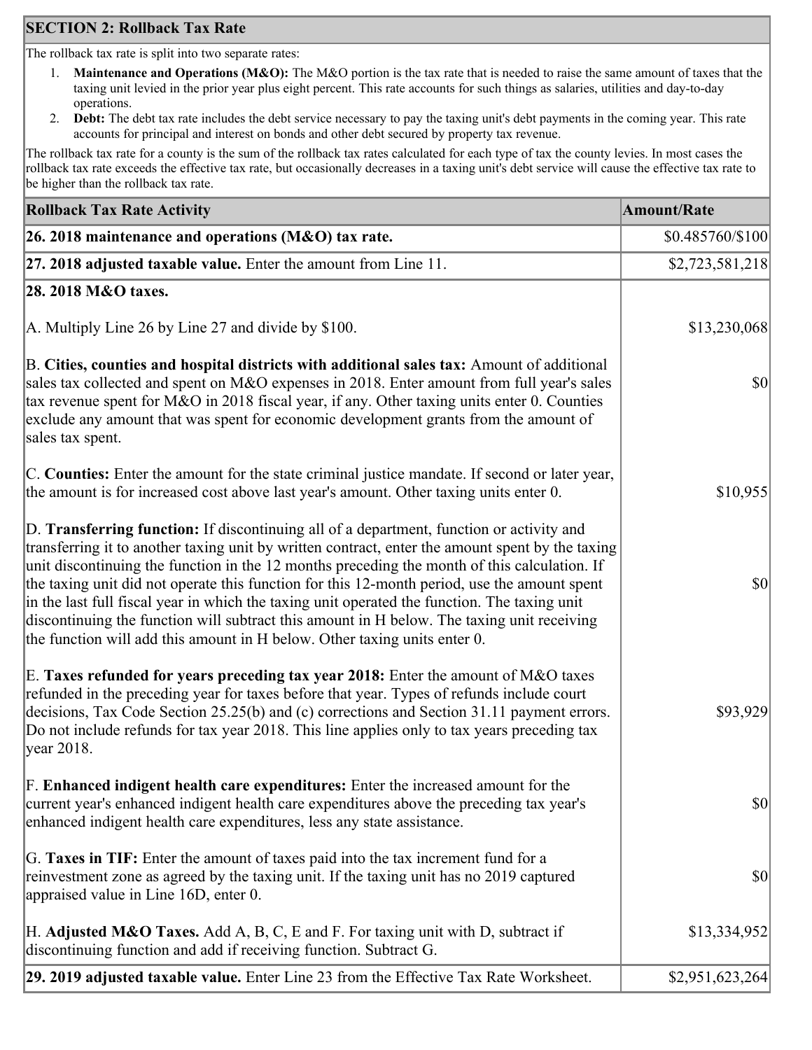## SECTION 2: Rollback Tax Rate

The rollback tax rate is split into two separate rates:

1. **Maintenance and Operations (M&O):** The M&O portion is the tax rate that is needed to raise the same amount of taxes that the taxing unit levied in the prior year plus eight percent. This rate accounts for such things as salaries, utilities and day-to-day operations.
2. **Debt:** The debt tax rate includes the debt service necessary to pay the taxing unit's debt payments in the coming year. This rate accounts for principal and interest on bonds and other debt secured by property tax revenue.

The rollback tax rate for a county is the sum of the rollback tax rates calculated for each type of tax the county levies. In most cases the rollback tax rate exceeds the effective tax rate, but occasionally decreases in a taxing unit's debt service will cause the effective tax rate to be higher than the rollback tax rate.

| Rollback Tax Rate Activity | Amount/Rate |
|---|---|
| **26. 2018 maintenance and operations (M&O) tax rate.** | $0.485760/$100 |
| **27. 2018 adjusted taxable value.** Enter the amount from Line 11. | $2,723,581,218 |
| **28. 2018 M&O taxes.** | |
| A. Multiply Line 26 by Line 27 and divide by $100. | $13,230,068 |
| B. **Cities, counties and hospital districts with additional sales tax:** Amount of additional sales tax collected and spent on M&O expenses in 2018. Enter amount from full year's sales tax revenue spent for M&O in 2018 fiscal year, if any. Other taxing units enter 0. Counties exclude any amount that was spent for economic development grants from the amount of sales tax spent. | $0 |
| C. **Counties:** Enter the amount for the state criminal justice mandate. If second or later year, the amount is for increased cost above last year's amount. Other taxing units enter 0. | $10,955 |
| D. **Transferring function:** If discontinuing all of a department, function or activity and transferring it to another taxing unit by written contract, enter the amount spent by the taxing unit discontinuing the function in the 12 months preceding the month of this calculation. If the taxing unit did not operate this function for this 12-month period, use the amount spent in the last full fiscal year in which the taxing unit operated the function. The taxing unit discontinuing the function will subtract this amount in H below. The taxing unit receiving the function will add this amount in H below. Other taxing units enter 0. | $0 |
| E. **Taxes refunded for years preceding tax year 2018:** Enter the amount of M&O taxes refunded in the preceding year for taxes before that year. Types of refunds include court decisions, Tax Code Section 25.25(b) and (c) corrections and Section 31.11 payment errors. Do not include refunds for tax year 2018. This line applies only to tax years preceding tax year 2018. | $93,929 |
| F. **Enhanced indigent health care expenditures:** Enter the increased amount for the current year's enhanced indigent health care expenditures above the preceding tax year's enhanced indigent health care expenditures, less any state assistance. | $0 |
| G. **Taxes in TIF:** Enter the amount of taxes paid into the tax increment fund for a reinvestment zone as agreed by the taxing unit. If the taxing unit has no 2019 captured appraised value in Line 16D, enter 0. | $0 |
| H. **Adjusted M&O Taxes.** Add A, B, C, E and F. For taxing unit with D, subtract if discontinuing function and add if receiving function. Subtract G. | $13,334,952 |
| **29. 2019 adjusted taxable value.** Enter Line 23 from the Effective Tax Rate Worksheet. | $2,951,623,264 |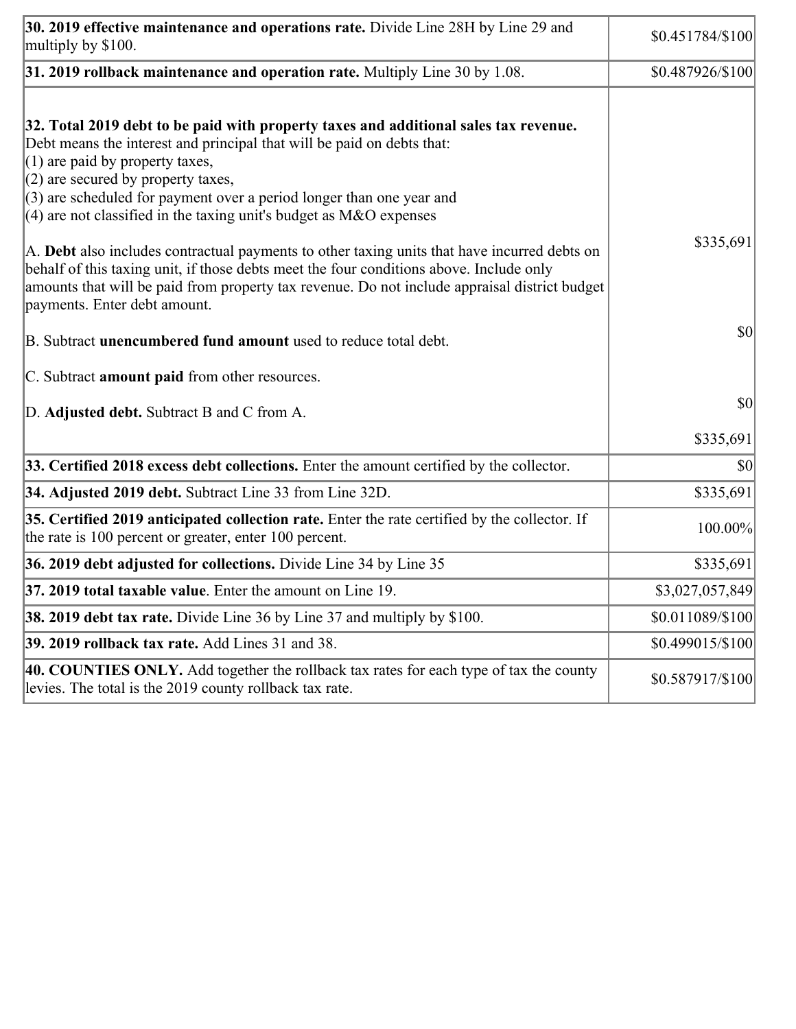| | |
|---|---|
| **30. 2019 effective maintenance and operations rate.** Divide Line 28H by Line 29 and multiply by $100. | $0.451784/$100 |
| **31. 2019 rollback maintenance and operation rate.** Multiply Line 30 by 1.08. | $0.487926/$100 |
| **32. Total 2019 debt to be paid with property taxes and additional sales tax revenue.** Debt means the interest and principal that will be paid on debts that:<br>(1) are paid by property taxes,<br>(2) are secured by property taxes,<br>(3) are scheduled for payment over a period longer than one year and<br>(4) are not classified in the taxing unit's budget as M&O expenses<br><br>A. **Debt** also includes contractual payments to other taxing units that have incurred debts on behalf of this taxing unit, if those debts meet the four conditions above. Include only amounts that will be paid from property tax revenue. Do not include appraisal district budget payments. Enter debt amount.<br><br>B. Subtract **unencumbered fund amount** used to reduce total debt.<br><br>C. Subtract **amount paid** from other resources.<br><br>D. **Adjusted debt.** Subtract B and C from A. | $335,691<br><br>$0<br><br>$0<br><br>$335,691 |
| **33. Certified 2018 excess debt collections.** Enter the amount certified by the collector. | $0 |
| **34. Adjusted 2019 debt.** Subtract Line 33 from Line 32D. | $335,691 |
| **35. Certified 2019 anticipated collection rate.** Enter the rate certified by the collector. If the rate is 100 percent or greater, enter 100 percent. | 100.00% |
| **36. 2019 debt adjusted for collections.** Divide Line 34 by Line 35 | $335,691 |
| **37. 2019 total taxable value**. Enter the amount on Line 19. | $3,027,057,849 |
| **38. 2019 debt tax rate.** Divide Line 36 by Line 37 and multiply by $100. | $0.011089/$100 |
| **39. 2019 rollback tax rate.** Add Lines 31 and 38. | $0.499015/$100 |
| **40. COUNTIES ONLY.** Add together the rollback tax rates for each type of tax the county levies. The total is the 2019 county rollback tax rate. | $0.587917/$100 |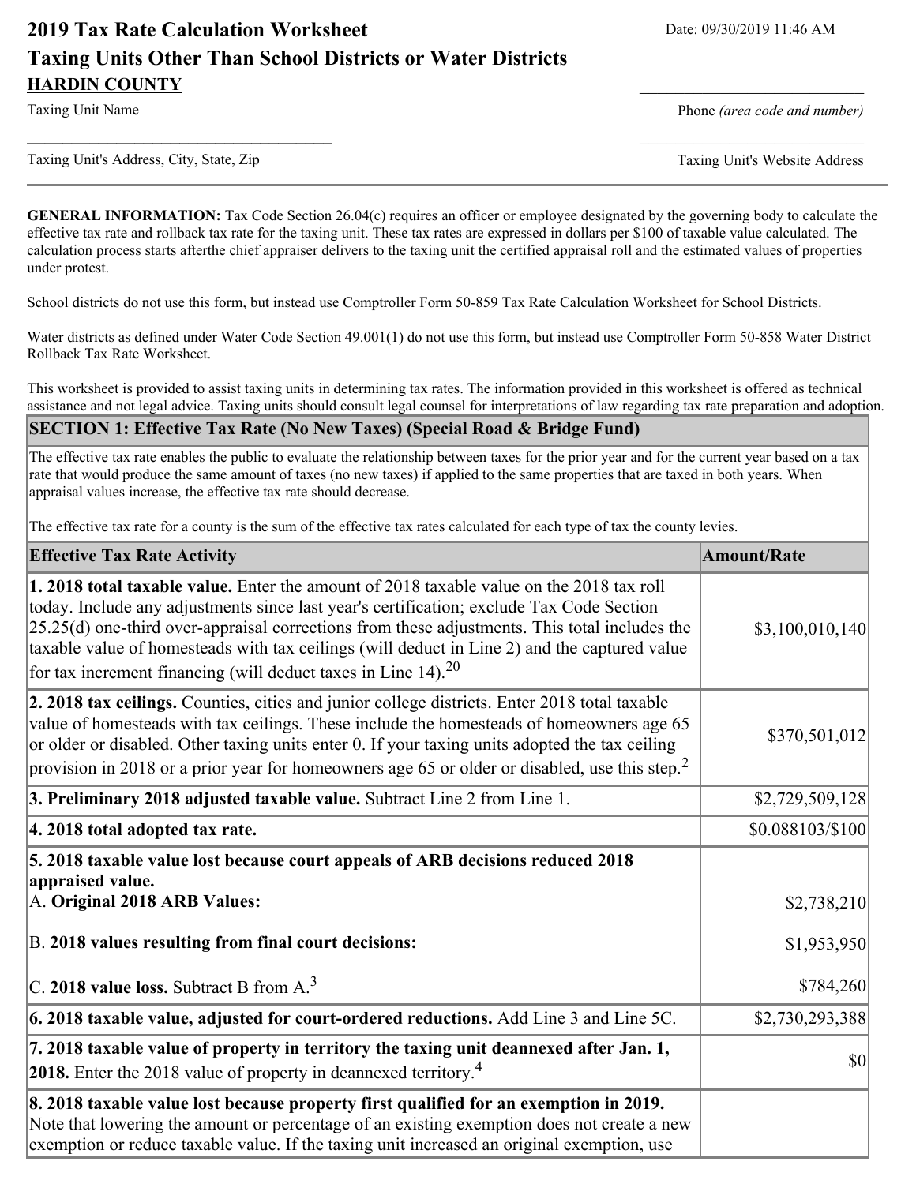# 2019 Tax Rate Calculation Worksheet

Date: 09/30/2019 11:46 AM

## Taxing Units Other Than School Districts or Water Districts

**HARDIN COUNTY**

Taxing Unit Name

Phone *(area code and number)*

Taxing Unit's Address, City, State, Zip

Taxing Unit's Website Address

---

**GENERAL INFORMATION:** Tax Code Section 26.04(c) requires an officer or employee designated by the governing body to calculate the effective tax rate and rollback tax rate for the taxing unit. These tax rates are expressed in dollars per $100 of taxable value calculated. The calculation process starts afterthe chief appraiser delivers to the taxing unit the certified appraisal roll and the estimated values of properties under protest.

School districts do not use this form, but instead use Comptroller Form 50-859 Tax Rate Calculation Worksheet for School Districts.

Water districts as defined under Water Code Section 49.001(1) do not use this form, but instead use Comptroller Form 50-858 Water District Rollback Tax Rate Worksheet.

This worksheet is provided to assist taxing units in determining tax rates. The information provided in this worksheet is offered as technical assistance and not legal advice. Taxing units should consult legal counsel for interpretations of law regarding tax rate preparation and adoption.

### SECTION 1: Effective Tax Rate (No New Taxes) (Special Road & Bridge Fund)

The effective tax rate enables the public to evaluate the relationship between taxes for the prior year and for the current year based on a tax rate that would produce the same amount of taxes (no new taxes) if applied to the same properties that are taxed in both years. When appraisal values increase, the effective tax rate should decrease.

The effective tax rate for a county is the sum of the effective tax rates calculated for each type of tax the county levies.

| Effective Tax Rate Activity | Amount/Rate |
|---|---|
| **1. 2018 total taxable value.** Enter the amount of 2018 taxable value on the 2018 tax roll today. Include any adjustments since last year's certification; exclude Tax Code Section 25.25(d) one-third over-appraisal corrections from these adjustments. This total includes the taxable value of homesteads with tax ceilings (will deduct in Line 2) and the captured value for tax increment financing (will deduct taxes in Line 14).[20] | $3,100,010,140 |
| **2. 2018 tax ceilings.** Counties, cities and junior college districts. Enter 2018 total taxable value of homesteads with tax ceilings. These include the homesteads of homeowners age 65 or older or disabled. Other taxing units enter 0. If your taxing units adopted the tax ceiling provision in 2018 or a prior year for homeowners age 65 or older or disabled, use this step.[2] | $370,501,012 |
| **3. Preliminary 2018 adjusted taxable value.** Subtract Line 2 from Line 1. | $2,729,509,128 |
| **4. 2018 total adopted tax rate.** | $0.088103/$100 |
| **5. 2018 taxable value lost because court appeals of ARB decisions reduced 2018 appraised value.** | |
| A. **Original 2018 ARB Values:** | $2,738,210 |
| B. **2018 values resulting from final court decisions:** | $1,953,950 |
| C. **2018 value loss.** Subtract B from A.[3] | $784,260 |
| **6. 2018 taxable value, adjusted for court-ordered reductions.** Add Line 3 and Line 5C. | $2,730,293,388 |
| **7. 2018 taxable value of property in territory the taxing unit deannexed after Jan. 1, 2018.** Enter the 2018 value of property in deannexed territory.[4] | $0 |
| **8. 2018 taxable value lost because property first qualified for an exemption in 2019.** Note that lowering the amount or percentage of an existing exemption does not create a new exemption or reduce taxable value. If the taxing unit increased an original exemption, use | |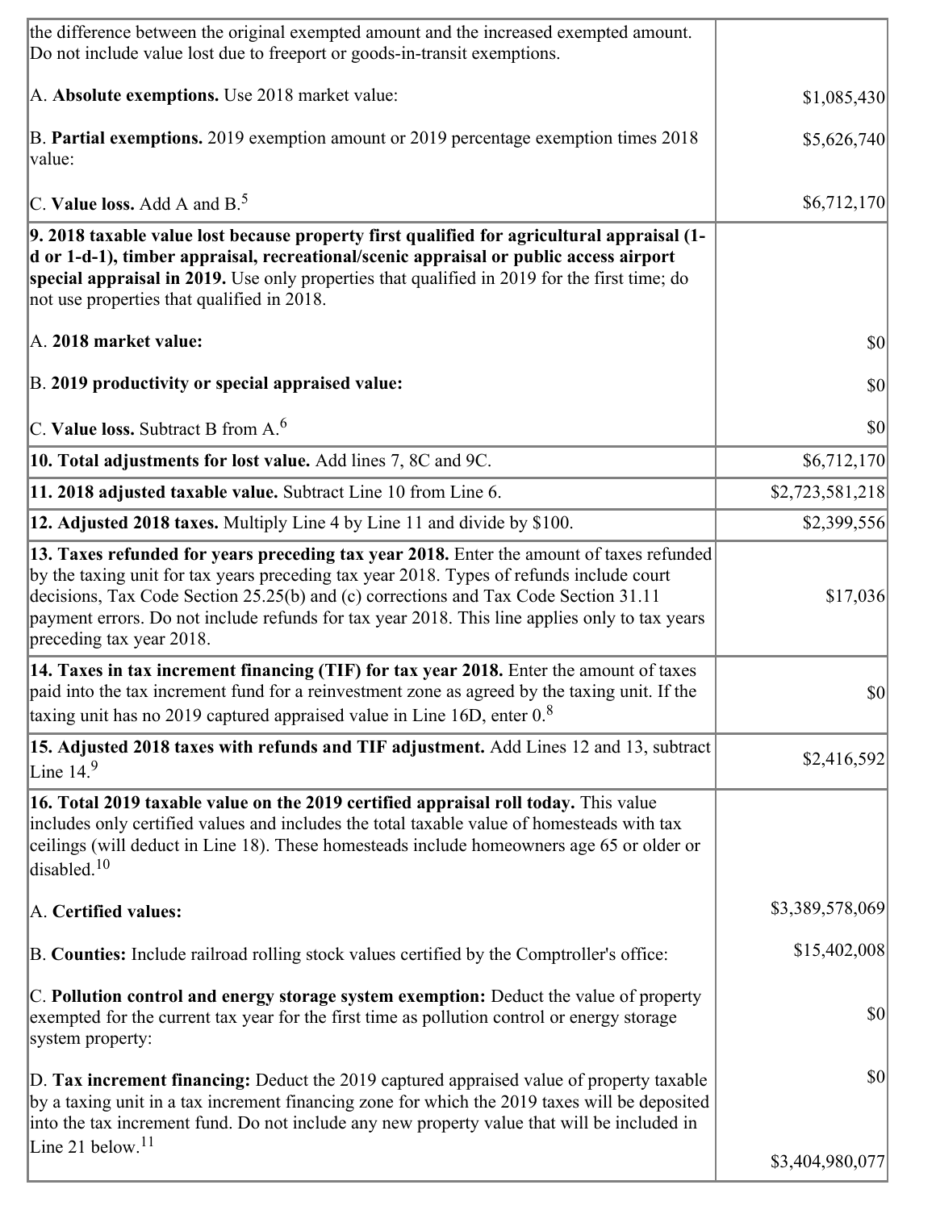| | |
|---|---|
| the difference between the original exempted amount and the increased exempted amount. Do not include value lost due to freeport or goods-in-transit exemptions.<br><br>A. **Absolute exemptions.** Use 2018 market value:<br><br>B. **Partial exemptions.** 2019 exemption amount or 2019 percentage exemption times 2018 value:<br><br>C. **Value loss.** Add A and B.[5] | <br><br>$1,085,430<br><br>$5,626,740<br><br>$6,712,170 |
| **9. 2018 taxable value lost because property first qualified for agricultural appraisal (1-d or 1-d-1), timber appraisal, recreational/scenic appraisal or public access airport special appraisal in 2019.** Use only properties that qualified in 2019 for the first time; do not use properties that qualified in 2018.<br><br>A. **2018 market value:**<br><br>B. **2019 productivity or special appraised value:**<br><br>C. **Value loss.** Subtract B from A.[6] | <br><br>$0<br><br>$0<br><br>$0 |
| **10. Total adjustments for lost value.** Add lines 7, 8C and 9C. | $6,712,170 |
| **11. 2018 adjusted taxable value.** Subtract Line 10 from Line 6. | $2,723,581,218 |
| **12. Adjusted 2018 taxes.** Multiply Line 4 by Line 11 and divide by $100. | $2,399,556 |
| **13. Taxes refunded for years preceding tax year 2018.** Enter the amount of taxes refunded by the taxing unit for tax years preceding tax year 2018. Types of refunds include court decisions, Tax Code Section 25.25(b) and (c) corrections and Tax Code Section 31.11 payment errors. Do not include refunds for tax year 2018. This line applies only to tax years preceding tax year 2018. | $17,036 |
| **14. Taxes in tax increment financing (TIF) for tax year 2018.** Enter the amount of taxes paid into the tax increment fund for a reinvestment zone as agreed by the taxing unit. If the taxing unit has no 2019 captured appraised value in Line 16D, enter 0.[8] | $0 |
| **15. Adjusted 2018 taxes with refunds and TIF adjustment.** Add Lines 12 and 13, subtract Line 14.[9] | $2,416,592 |
| **16. Total 2019 taxable value on the 2019 certified appraisal roll today.** This value includes only certified values and includes the total taxable value of homesteads with tax ceilings (will deduct in Line 18). These homesteads include homeowners age 65 or older or disabled.[10]<br><br>A. **Certified values:**<br><br>B. **Counties:** Include railroad rolling stock values certified by the Comptroller's office:<br><br>C. **Pollution control and energy storage system exemption:** Deduct the value of property exempted for the current tax year for the first time as pollution control or energy storage system property:<br><br>D. **Tax increment financing:** Deduct the 2019 captured appraised value of property taxable by a taxing unit in a tax increment financing zone for which the 2019 taxes will be deposited into the tax increment fund. Do not include any new property value that will be included in Line 21 below.[11] | <br><br>$3,389,578,069<br><br>$15,402,008<br><br>$0<br><br>$0<br><br>$3,404,980,077 |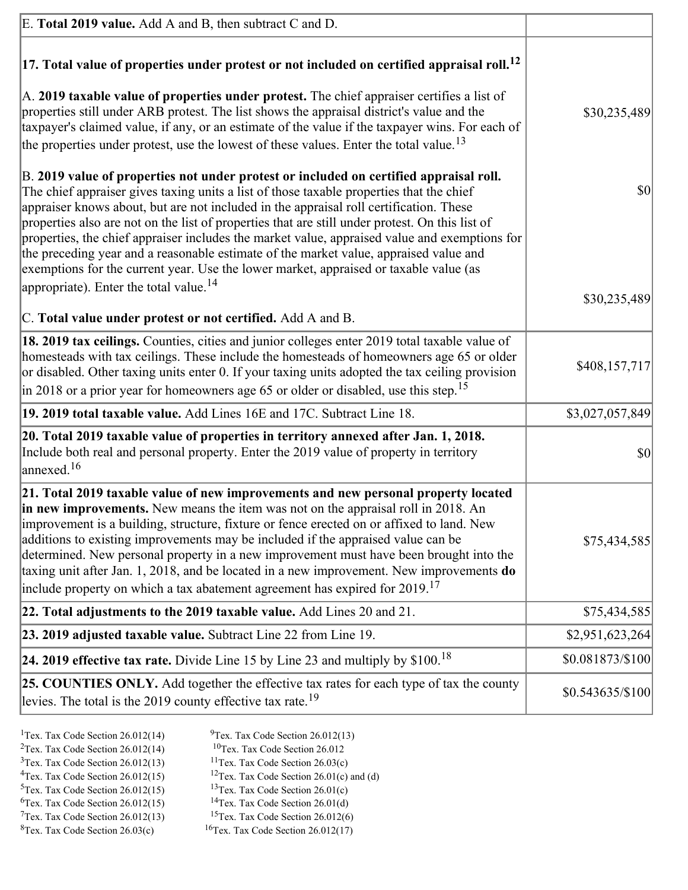| | |
|---|---|
| E. **Total 2019 value.** Add A and B, then subtract C and D. | |
| **17. Total value of properties under protest or not included on certified appraisal roll.**[12]<br><br>A. **2019 taxable value of properties under protest.** The chief appraiser certifies a list of properties still under ARB protest. The list shows the appraisal district's value and the taxpayer's claimed value, if any, or an estimate of the value if the taxpayer wins. For each of the properties under protest, use the lowest of these values. Enter the total value.[13]<br><br>B. **2019 value of properties not under protest or included on certified appraisal roll.** The chief appraiser gives taxing units a list of those taxable properties that the chief appraiser knows about, but are not included in the appraisal roll certification. These properties also are not on the list of properties that are still under protest. On this list of properties, the chief appraiser includes the market value, appraised value and exemptions for the preceding year and a reasonable estimate of the market value, appraised value and exemptions for the current year. Use the lower market, appraised or taxable value (as appropriate). Enter the total value.[14]<br><br>C. **Total value under protest or not certified.** Add A and B. | $30,235,489<br><br>$0<br><br>$30,235,489 |
| **18. 2019 tax ceilings.** Counties, cities and junior colleges enter 2019 total taxable value of homesteads with tax ceilings. These include the homesteads of homeowners age 65 or older or disabled. Other taxing units enter 0. If your taxing units adopted the tax ceiling provision in 2018 or a prior year for homeowners age 65 or older or disabled, use this step.[15] | $408,157,717 |
| **19. 2019 total taxable value.** Add Lines 16E and 17C. Subtract Line 18. | $3,027,057,849 |
| **20. Total 2019 taxable value of properties in territory annexed after Jan. 1, 2018.** Include both real and personal property. Enter the 2019 value of property in territory annexed.[16] | $0 |
| **21. Total 2019 taxable value of new improvements and new personal property located in new improvements.** New means the item was not on the appraisal roll in 2018. An improvement is a building, structure, fixture or fence erected on or affixed to land. New additions to existing improvements may be included if the appraised value can be determined. New personal property in a new improvement must have been brought into the taxing unit after Jan. 1, 2018, and be located in a new improvement. New improvements **do** include property on which a tax abatement agreement has expired for 2019.[17] | $75,434,585 |
| **22. Total adjustments to the 2019 taxable value.** Add Lines 20 and 21. | $75,434,585 |
| **23. 2019 adjusted taxable value.** Subtract Line 22 from Line 19. | $2,951,623,264 |
| **24. 2019 effective tax rate.** Divide Line 15 by Line 23 and multiply by $100.[18] | $0.081873/$100 |
| **25. COUNTIES ONLY.** Add together the effective tax rates for each type of tax the county levies. The total is the 2019 county effective tax rate.[19] | $0.543635/$100 |

[1]Tex. Tax Code Section 26.012(14)
[2]Tex. Tax Code Section 26.012(14)
[3]Tex. Tax Code Section 26.012(13)
[4]Tex. Tax Code Section 26.012(15)
[5]Tex. Tax Code Section 26.012(15)
[6]Tex. Tax Code Section 26.012(15)
[7]Tex. Tax Code Section 26.012(13)
[8]Tex. Tax Code Section 26.03(c)
[9]Tex. Tax Code Section 26.012(13)
[10]Tex. Tax Code Section 26.012
[11]Tex. Tax Code Section 26.03(c)
[12]Tex. Tax Code Section 26.01(c) and (d)
[13]Tex. Tax Code Section 26.01(c)
[14]Tex. Tax Code Section 26.01(d)
[15]Tex. Tax Code Section 26.012(6)
[16]Tex. Tax Code Section 26.012(17)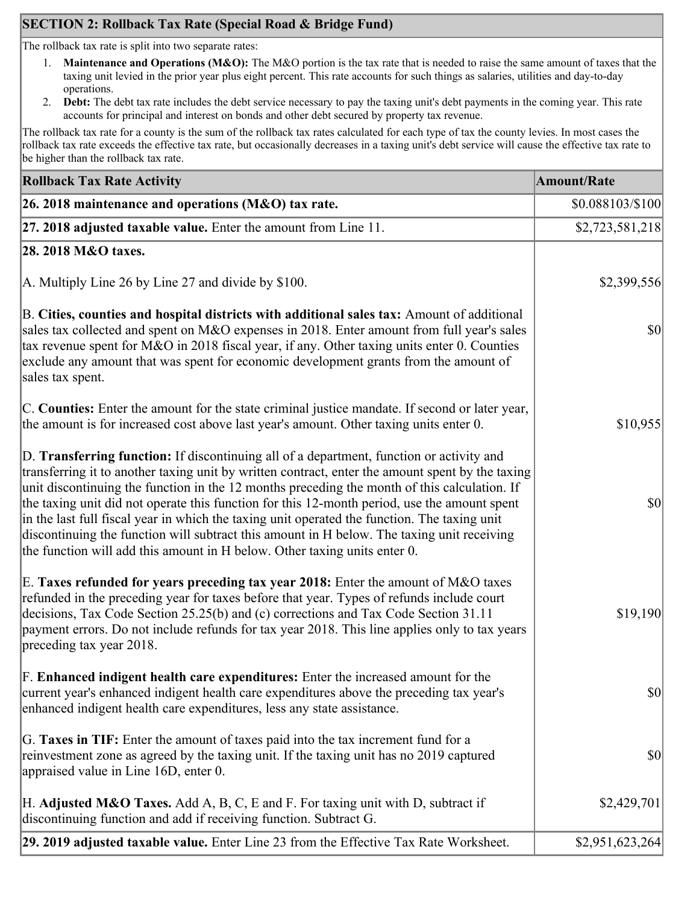## SECTION 2: Rollback Tax Rate (Special Road & Bridge Fund)

The rollback tax rate is split into two separate rates:

1. **Maintenance and Operations (M&O):** The M&O portion is the tax rate that is needed to raise the same amount of taxes that the taxing unit levied in the prior year plus eight percent. This rate accounts for such things as salaries, utilities and day-to-day operations.
2. **Debt:** The debt tax rate includes the debt service necessary to pay the taxing unit's debt payments in the coming year. This rate accounts for principal and interest on bonds and other debt secured by property tax revenue.

The rollback tax rate for a county is the sum of the rollback tax rates calculated for each type of tax the county levies. In most cases the rollback tax rate exceeds the effective tax rate, but occasionally decreases in a taxing unit's debt service will cause the effective tax rate to be higher than the rollback tax rate.

| Rollback Tax Rate Activity | Amount/Rate |
|---|---|
| **26. 2018 maintenance and operations (M&O) tax rate.** | $0.088103/$100 |
| **27. 2018 adjusted taxable value.** Enter the amount from Line 11. | $2,723,581,218 |
| **28. 2018 M&O taxes.** | |
| A. Multiply Line 26 by Line 27 and divide by $100. | $2,399,556 |
| B. **Cities, counties and hospital districts with additional sales tax:** Amount of additional sales tax collected and spent on M&O expenses in 2018. Enter amount from full year's sales tax revenue spent for M&O in 2018 fiscal year, if any. Other taxing units enter 0. Counties exclude any amount that was spent for economic development grants from the amount of sales tax spent. | $0 |
| C. **Counties:** Enter the amount for the state criminal justice mandate. If second or later year, the amount is for increased cost above last year's amount. Other taxing units enter 0. | $10,955 |
| D. **Transferring function:** If discontinuing all of a department, function or activity and transferring it to another taxing unit by written contract, enter the amount spent by the taxing unit discontinuing the function in the 12 months preceding the month of this calculation. If the taxing unit did not operate this function for this 12-month period, use the amount spent in the last full fiscal year in which the taxing unit operated the function. The taxing unit discontinuing the function will subtract this amount in H below. The taxing unit receiving the function will add this amount in H below. Other taxing units enter 0. | $0 |
| E. **Taxes refunded for years preceding tax year 2018:** Enter the amount of M&O taxes refunded in the preceding year for taxes before that year. Types of refunds include court decisions, Tax Code Section 25.25(b) and (c) corrections and Tax Code Section 31.11 payment errors. Do not include refunds for tax year 2018. This line applies only to tax years preceding tax year 2018. | $19,190 |
| F. **Enhanced indigent health care expenditures:** Enter the increased amount for the current year's enhanced indigent health care expenditures above the preceding tax year's enhanced indigent health care expenditures, less any state assistance. | $0 |
| G. **Taxes in TIF:** Enter the amount of taxes paid into the tax increment fund for a reinvestment zone as agreed by the taxing unit. If the taxing unit has no 2019 captured appraised value in Line 16D, enter 0. | $0 |
| H. **Adjusted M&O Taxes.** Add A, B, C, E and F. For taxing unit with D, subtract if discontinuing function and add if receiving function. Subtract G. | $2,429,701 |
| **29. 2019 adjusted taxable value.** Enter Line 23 from the Effective Tax Rate Worksheet. | $2,951,623,264 |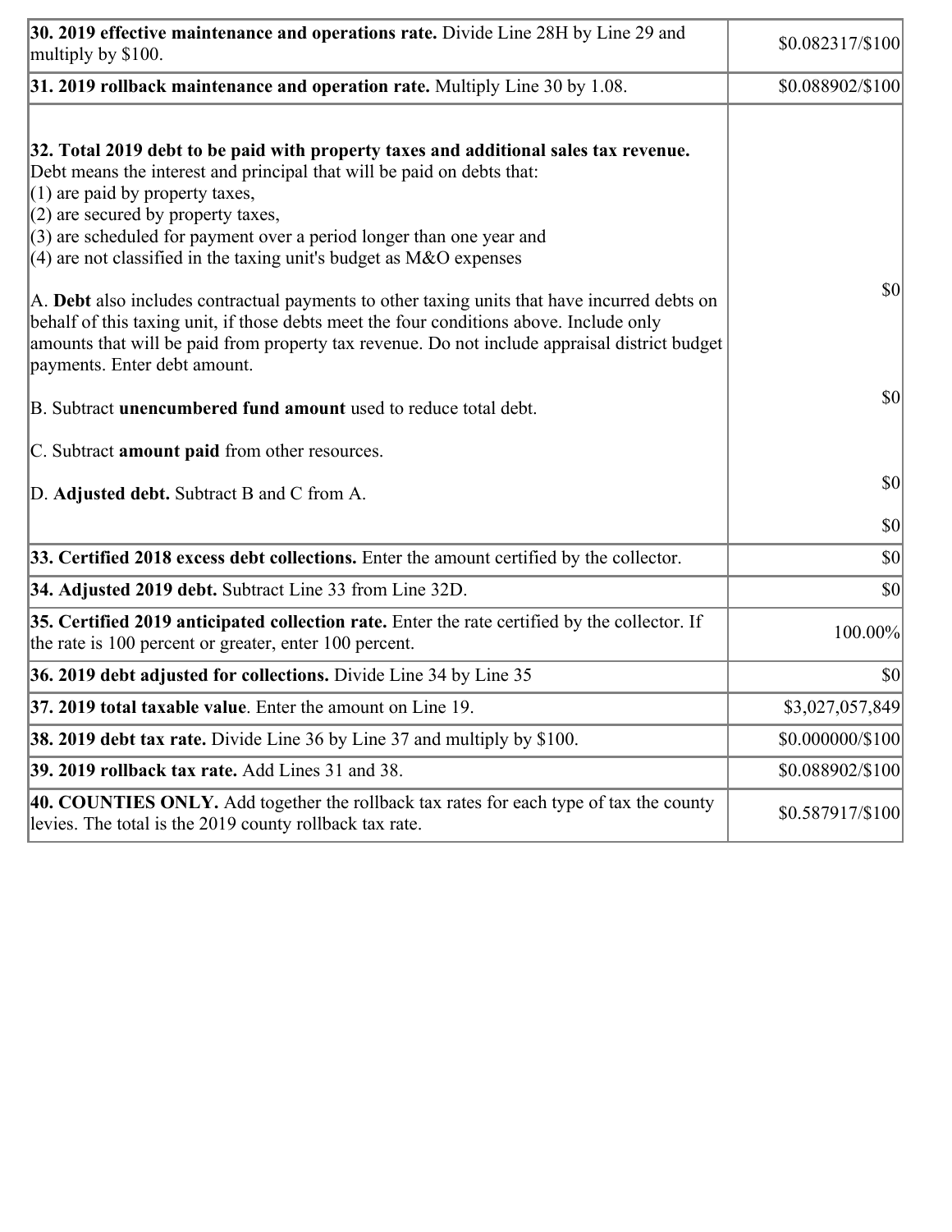| | |
|---|---|
| **30. 2019 effective maintenance and operations rate.** Divide Line 28H by Line 29 and multiply by $100. | $0.082317/$100 |
| **31. 2019 rollback maintenance and operation rate.** Multiply Line 30 by 1.08. | $0.088902/$100 |
| **32. Total 2019 debt to be paid with property taxes and additional sales tax revenue.** Debt means the interest and principal that will be paid on debts that:<br>(1) are paid by property taxes,<br>(2) are secured by property taxes,<br>(3) are scheduled for payment over a period longer than one year and<br>(4) are not classified in the taxing unit's budget as M&O expenses<br><br>A. **Debt** also includes contractual payments to other taxing units that have incurred debts on behalf of this taxing unit, if those debts meet the four conditions above. Include only amounts that will be paid from property tax revenue. Do not include appraisal district budget payments. Enter debt amount.<br><br>B. Subtract **unencumbered fund amount** used to reduce total debt.<br><br>C. Subtract **amount paid** from other resources.<br><br>D. **Adjusted debt.** Subtract B and C from A. | $0<br><br>$0<br><br>$0<br><br>$0 |
| **33. Certified 2018 excess debt collections.** Enter the amount certified by the collector. | $0 |
| **34. Adjusted 2019 debt.** Subtract Line 33 from Line 32D. | $0 |
| **35. Certified 2019 anticipated collection rate.** Enter the rate certified by the collector. If the rate is 100 percent or greater, enter 100 percent. | 100.00% |
| **36. 2019 debt adjusted for collections.** Divide Line 34 by Line 35 | $0 |
| **37. 2019 total taxable value**. Enter the amount on Line 19. | $3,027,057,849 |
| **38. 2019 debt tax rate.** Divide Line 36 by Line 37 and multiply by $100. | $0.000000/$100 |
| **39. 2019 rollback tax rate.** Add Lines 31 and 38. | $0.088902/$100 |
| **40. COUNTIES ONLY.** Add together the rollback tax rates for each type of tax the county levies. The total is the 2019 county rollback tax rate. | $0.587917/$100 |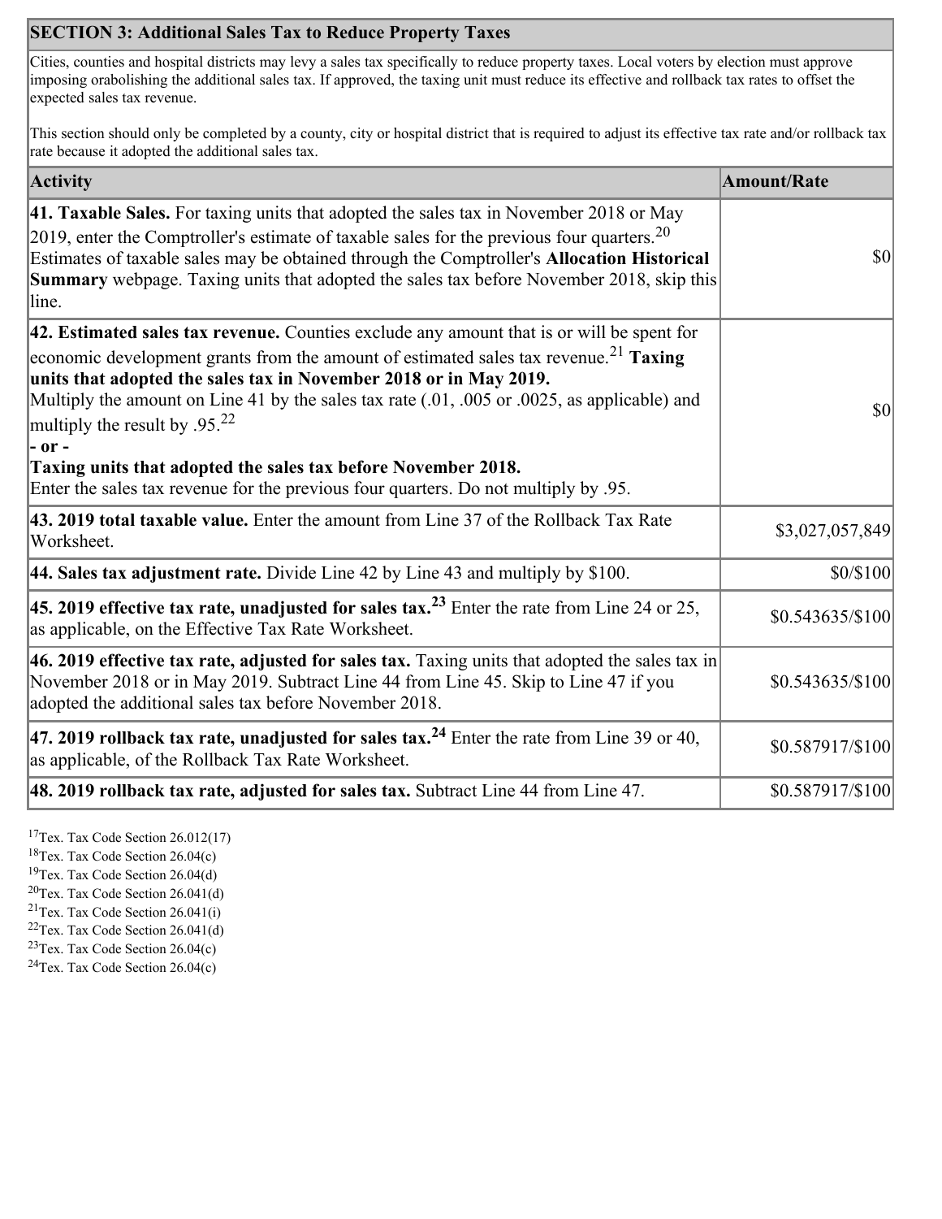## SECTION 3: Additional Sales Tax to Reduce Property Taxes

Cities, counties and hospital districts may levy a sales tax specifically to reduce property taxes. Local voters by election must approve imposing orabolishing the additional sales tax. If approved, the taxing unit must reduce its effective and rollback tax rates to offset the expected sales tax revenue.

This section should only be completed by a county, city or hospital district that is required to adjust its effective tax rate and/or rollback tax rate because it adopted the additional sales tax.

| Activity | Amount/Rate |
|---|---|
| **41. Taxable Sales.** For taxing units that adopted the sales tax in November 2018 or May 2019, enter the Comptroller's estimate of taxable sales for the previous four quarters.[20] Estimates of taxable sales may be obtained through the Comptroller's **Allocation Historical Summary** webpage. Taxing units that adopted the sales tax before November 2018, skip this line. | $0 |
| **42. Estimated sales tax revenue.** Counties exclude any amount that is or will be spent for economic development grants from the amount of estimated sales tax revenue.[21] **Taxing units that adopted the sales tax in November 2018 or in May 2019.** Multiply the amount on Line 41 by the sales tax rate (.01, .005 or .0025, as applicable) and multiply the result by .95.[22] **- or - Taxing units that adopted the sales tax before November 2018.** Enter the sales tax revenue for the previous four quarters. Do not multiply by .95. | $0 |
| **43. 2019 total taxable value.** Enter the amount from Line 37 of the Rollback Tax Rate Worksheet. | $3,027,057,849 |
| **44. Sales tax adjustment rate.** Divide Line 42 by Line 43 and multiply by $100. | $0/$100 |
| **45. 2019 effective tax rate, unadjusted for sales tax.**[23] Enter the rate from Line 24 or 25, as applicable, on the Effective Tax Rate Worksheet. | $0.543635/$100 |
| **46. 2019 effective tax rate, adjusted for sales tax.** Taxing units that adopted the sales tax in November 2018 or in May 2019. Subtract Line 44 from Line 45. Skip to Line 47 if you adopted the additional sales tax before November 2018. | $0.543635/$100 |
| **47. 2019 rollback tax rate, unadjusted for sales tax.**[24] Enter the rate from Line 39 or 40, as applicable, of the Rollback Tax Rate Worksheet. | $0.587917/$100 |
| **48. 2019 rollback tax rate, adjusted for sales tax.** Subtract Line 44 from Line 47. | $0.587917/$100 |

[17]Tex. Tax Code Section 26.012(17)
[18]Tex. Tax Code Section 26.04(c)
[19]Tex. Tax Code Section 26.04(d)
[20]Tex. Tax Code Section 26.041(d)
[21]Tex. Tax Code Section 26.041(i)
[22]Tex. Tax Code Section 26.041(d)
[23]Tex. Tax Code Section 26.04(c)
[24]Tex. Tax Code Section 26.04(c)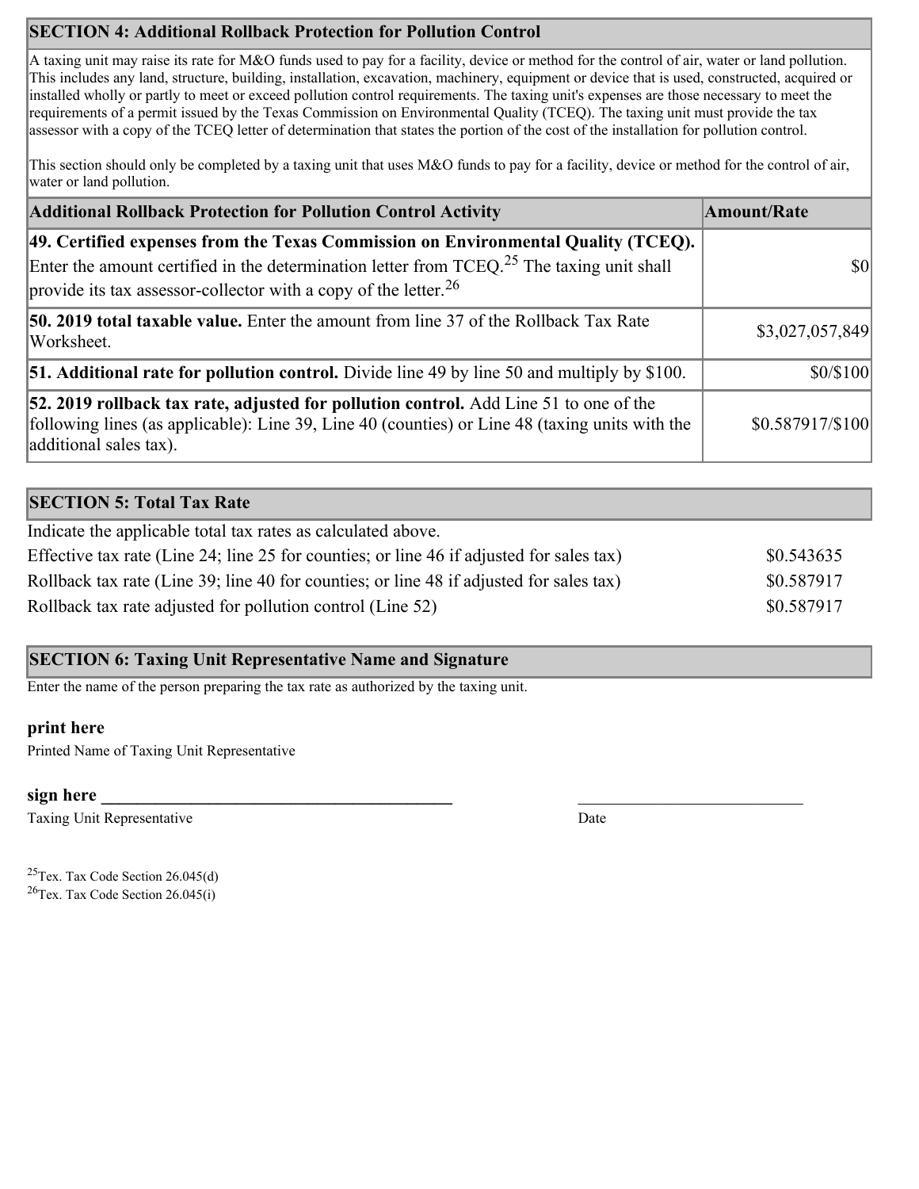## SECTION 4: Additional Rollback Protection for Pollution Control

A taxing unit may raise its rate for M&O funds used to pay for a facility, device or method for the control of air, water or land pollution. This includes any land, structure, building, installation, excavation, machinery, equipment or device that is used, constructed, acquired or installed wholly or partly to meet or exceed pollution control requirements. The taxing unit's expenses are those necessary to meet the requirements of a permit issued by the Texas Commission on Environmental Quality (TCEQ). The taxing unit must provide the tax assessor with a copy of the TCEQ letter of determination that states the portion of the cost of the installation for pollution control.

This section should only be completed by a taxing unit that uses M&O funds to pay for a facility, device or method for the control of air, water or land pollution.

| Additional Rollback Protection for Pollution Control Activity | Amount/Rate |
|---|---|
| **49. Certified expenses from the Texas Commission on Environmental Quality (TCEQ).** Enter the amount certified in the determination letter from TCEQ.[25] The taxing unit shall provide its tax assessor-collector with a copy of the letter.[26] | $0 |
| **50. 2019 total taxable value.** Enter the amount from line 37 of the Rollback Tax Rate Worksheet. | $3,027,057,849 |
| **51. Additional rate for pollution control.** Divide line 49 by line 50 and multiply by $100. | $0/$100 |
| **52. 2019 rollback tax rate, adjusted for pollution control.** Add Line 51 to one of the following lines (as applicable): Line 39, Line 40 (counties) or Line 48 (taxing units with the additional sales tax). | $0.587917/$100 |

## SECTION 5: Total Tax Rate

Indicate the applicable total tax rates as calculated above.

| | |
|---|---|
| Effective tax rate (Line 24; line 25 for counties; or line 46 if adjusted for sales tax) | $0.543635 |
| Rollback tax rate (Line 39; line 40 for counties; or line 48 if adjusted for sales tax) | $0.587917 |
| Rollback tax rate adjusted for pollution control (Line 52) | $0.587917 |

## SECTION 6: Taxing Unit Representative Name and Signature

Enter the name of the person preparing the tax rate as authorized by the taxing unit.

**print here**

Printed Name of Taxing Unit Representative

**sign here** ________________________________________ ____________________________

Taxing Unit Representative Date

[25] Tex. Tax Code Section 26.045(d)

[26] Tex. Tax Code Section 26.045(i)